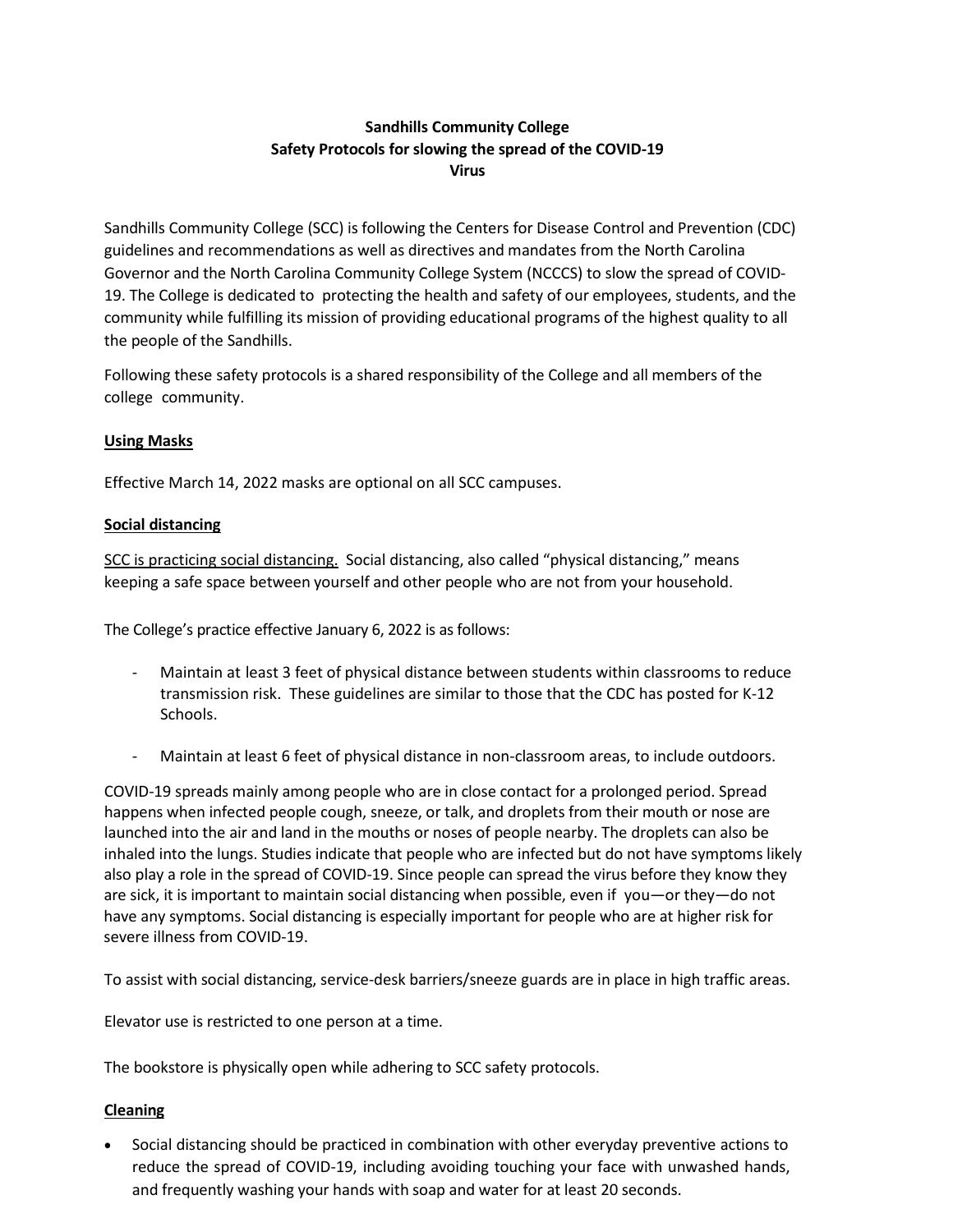# Sandhills Community College
## Safety Protocols for slowing the spread of the COVID-19 Virus

Sandhills Community College (SCC) is following the Centers for Disease Control and Prevention (CDC) guidelines and recommendations as well as directives and mandates from the North Carolina Governor and the North Carolina Community College System (NCCCS) to slow the spread of COVID-19. The College is dedicated to protecting the health and safety of our employees, students, and the community while fulfilling its mission of providing educational programs of the highest quality to all the people of the Sandhills.

Following these safety protocols is a shared responsibility of the College and all members of the college community.

### Using Masks

Effective March 14, 2022 masks are optional on all SCC campuses.

### Social distancing

SCC is practicing social distancing. Social distancing, also called "physical distancing," means keeping a safe space between yourself and other people who are not from your household.

The College's practice effective January 6, 2022 is as follows:

- Maintain at least 3 feet of physical distance between students within classrooms to reduce transmission risk. These guidelines are similar to those that the CDC has posted for K-12 Schools.
- Maintain at least 6 feet of physical distance in non-classroom areas, to include outdoors.

COVID-19 spreads mainly among people who are in close contact for a prolonged period. Spread happens when infected people cough, sneeze, or talk, and droplets from their mouth or nose are launched into the air and land in the mouths or noses of people nearby. The droplets can also be inhaled into the lungs. Studies indicate that people who are infected but do not have symptoms likely also play a role in the spread of COVID-19. Since people can spread the virus before they know they are sick, it is important to maintain social distancing when possible, even if you—or they—do not have any symptoms. Social distancing is especially important for people who are at higher risk for severe illness from COVID-19.

To assist with social distancing, service-desk barriers/sneeze guards are in place in high traffic areas.

Elevator use is restricted to one person at a time.

The bookstore is physically open while adhering to SCC safety protocols.

### Cleaning

- Social distancing should be practiced in combination with other everyday preventive actions to reduce the spread of COVID-19, including avoiding touching your face with unwashed hands, and frequently washing your hands with soap and water for at least 20 seconds.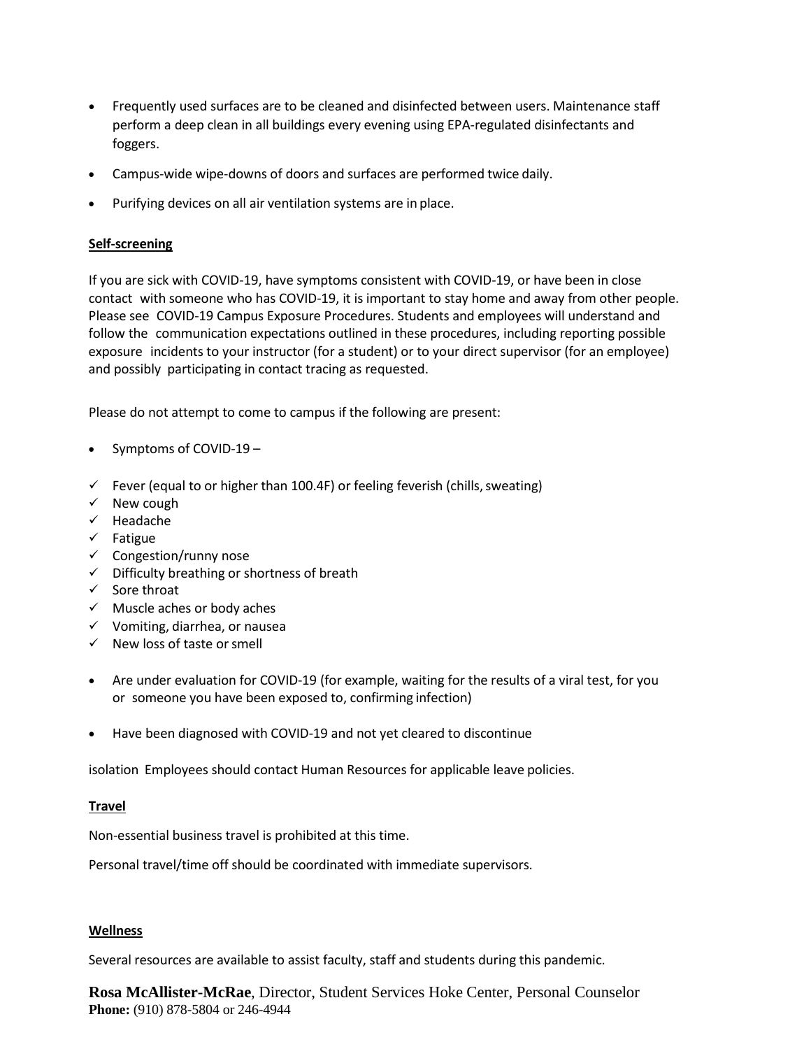- Frequently used surfaces are to be cleaned and disinfected between users. Maintenance staff perform a deep clean in all buildings every evening using EPA-regulated disinfectants and foggers.
- Campus-wide wipe-downs of doors and surfaces are performed twice daily.
- Purifying devices on all air ventilation systems are in place.

**Self-screening**

If you are sick with COVID-19, have symptoms consistent with COVID-19, or have been in close contact with someone who has COVID-19, it is important to stay home and away from other people. Please see COVID-19 Campus Exposure Procedures. Students and employees will understand and follow the communication expectations outlined in these procedures, including reporting possible exposure incidents to your instructor (for a student) or to your direct supervisor (for an employee) and possibly participating in contact tracing as requested.

Please do not attempt to come to campus if the following are present:

- Symptoms of COVID-19 –

- ✓ Fever (equal to or higher than 100.4F) or feeling feverish (chills, sweating)
- ✓ New cough
- ✓ Headache
- ✓ Fatigue
- ✓ Congestion/runny nose
- ✓ Difficulty breathing or shortness of breath
- ✓ Sore throat
- ✓ Muscle aches or body aches
- ✓ Vomiting, diarrhea, or nausea
- ✓ New loss of taste or smell

- Are under evaluation for COVID-19 (for example, waiting for the results of a viral test, for you or someone you have been exposed to, confirming infection)
- Have been diagnosed with COVID-19 and not yet cleared to discontinue

isolation Employees should contact Human Resources for applicable leave policies.

**Travel**

Non-essential business travel is prohibited at this time.

Personal travel/time off should be coordinated with immediate supervisors.

**Wellness**

Several resources are available to assist faculty, staff and students during this pandemic.

**Rosa McAllister-McRae**, Director, Student Services Hoke Center, Personal Counselor
**Phone:** (910) 878-5804 or 246-4944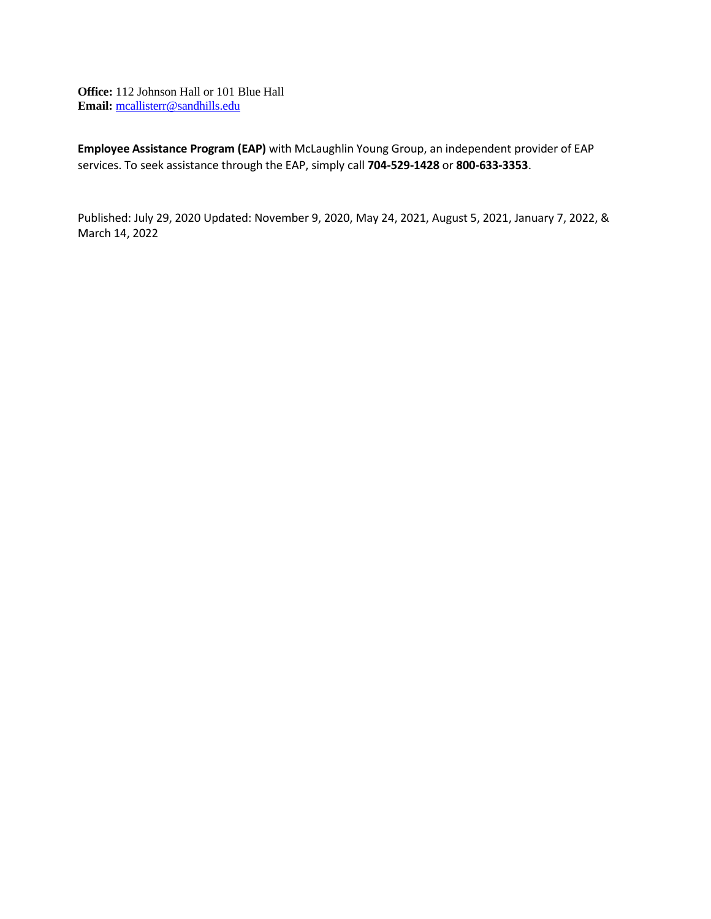**Office:** 112 Johnson Hall or 101 Blue Hall
**Email:** mcallisterr@sandhills.edu

**Employee Assistance Program (EAP)** with McLaughlin Young Group, an independent provider of EAP services. To seek assistance through the EAP, simply call **704-529-1428** or **800-633-3353**.

Published: July 29, 2020 Updated: November 9, 2020, May 24, 2021, August 5, 2021, January 7, 2022, & March 14, 2022